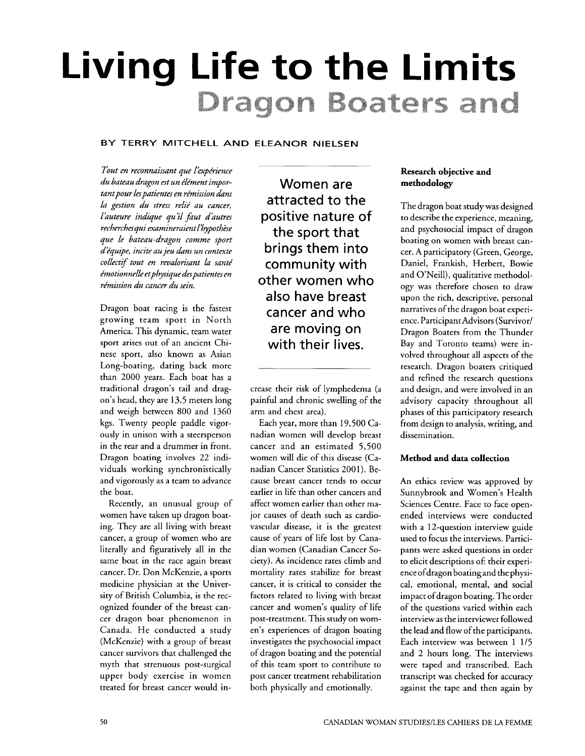# Living Life to the Limits

## Dragon Boaters and

BY TERRY MITCHELL AND ELEANOR NIELSEN

*Tout en reconnaissant que l'expérience du bateau dragon est un élément important pour les patientes en rémission dans la gestion du stress relié au cancer, l'auteure indique qu'il faut d'autres recherches qui examineraient l'hypothèse que le bateau-dragon comme sport d'équipe, incite au jeu dans un contexte collectif tout en revalorisant la santé émotionnelle et physique des patientes en rémission du cancer du sein.*

Dragon boat racing is the fastest growing team sport in North America. This dynamic, team water sport arises out of an ancient Chinese sport, also known as Asian Long-boating, dating back more than 2000 years. Each boat has a traditional dragon's tail and dragon's head, they are 13.5 meters long and weigh between 800 and 1360 kgs. Twenty people paddle vigorously in unison with a steersperson in the rear and a drummer in front. Dragon boating involves 22 individuals working synchronistically and vigorously as a team to advance the boat.

Recently, an unusual group of women have taken up dragon boating. They are all living with breast cancer, a group of women who are literally and figuratively all in the same boat in the race again breast cancer. Dr. Don McKenzie, a sports medicine physician at the University of British Columbia, is the recognized founder of the breast cancer dragon boat phenomenon in Canada. He conducted a study (McKenzie) with a group of breast cancer survivors that challenged the myth that strenuous post-surgical upper body exercise in women treated for breast cancer would increase their risk of lymphedema (a painful and chronic swelling of the arm and chest area).

> **Women are attracted to the positive nature of the sport that brings them into community with other women who also have breast cancer and who are moving on with their lives.**

Each year, more than 19,500 Canadian women will develop breast cancer and an estimated 5,500 women will die of this disease (Canadian Cancer Statistics 2001). Because breast cancer tends to occur earlier in life than other cancers and affect women earlier than other major causes of death such as cardiovascular disease, it is the greatest cause of years of life lost by Canadian women (Canadian Cancer Society). As incidence rates climb and mortality rates stabilize for breast cancer, it is critical to consider the factors related to living with breast cancer and women's quality of life post-treatment. This study on women's experiences of dragon boating investigates the psychosocial impact of dragon boating and the potential of this team sport to contribute to post cancer treatment rehabilitation both physically and emotionally.

### Research objective and methodology

The dragon boat study was designed to describe the experience, meaning, and psychosocial impact of dragon boating on women with breast cancer. A participatory (Green, George, Daniel, Frankish, Herbert, Bowie and O'Neill), qualitative methodology was therefore chosen to draw upon the rich, descriptive, personal narratives of the dragon boat experience. Participant Advisors (Survivor/Dragon Boaters from the Thunder Bay and Toronto teams) were involved throughout all aspects of the research. Dragon boaters critiqued and refined the research questions and design, and were involved in an advisory capacity throughout all phases of this participatory research from design to analysis, writing, and dissemination.

### Method and data collection

An ethics review was approved by Sunnybrook and Women's Health Sciences Centre. Face to face open-ended interviews were conducted with a 12-question interview guide used to focus the interviews. Participants were asked questions in order to elicit descriptions of: their experience of dragon boating and the physical, emotional, mental, and social impact of dragon boating. The order of the questions varied within each interview as the interviewer followed the lead and flow of the participants. Each interview was between 1 1/5 and 2 hours long. The interviews were taped and transcribed. Each transcript was checked for accuracy against the tape and then again by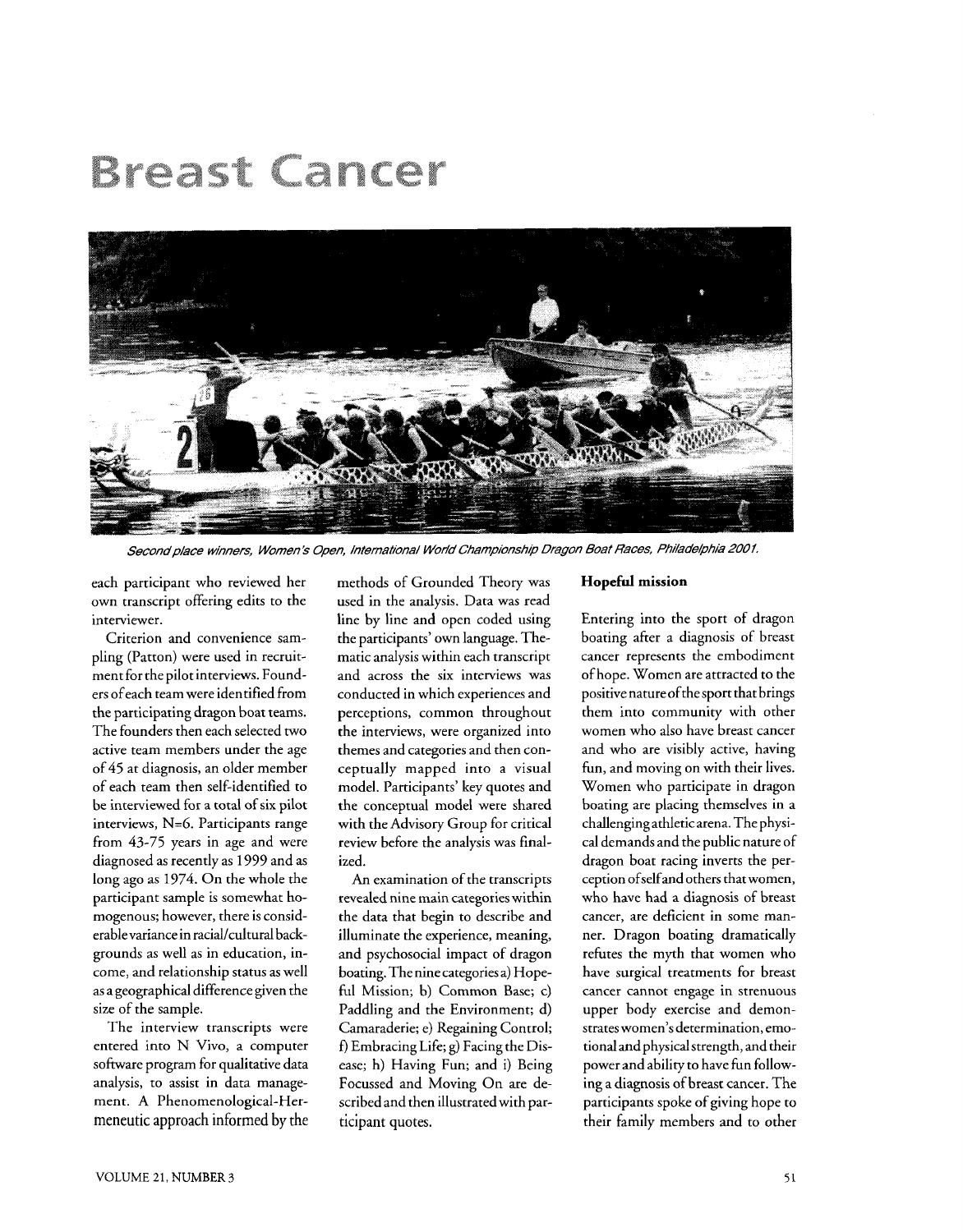# Breast Cancer

*Second place winners, Women's Open, International World Championship Dragon Boat Races, Philadelphia 2001.*

each participant who reviewed her own transcript offering edits to the interviewer.

Criterion and convenience sampling (Patton) were used in recruitment for the pilot interviews. Founders of each team were identified from the participating dragon boat teams. The founders then each selected two active team members under the age of 45 at diagnosis, an older member of each team then self-identified to be interviewed for a total of six pilot interviews, N=6. Participants range from 43-75 years in age and were diagnosed as recently as 1999 and as long ago as 1974. On the whole the participant sample is somewhat homogenous; however, there is considerable variance in racial/cultural backgrounds as well as in education, income, and relationship status as well as a geographical difference given the size of the sample.

The interview transcripts were entered into N Vivo, a computer software program for qualitative data analysis, to assist in data management. A Phenomenological-Hermeneutic approach informed by the methods of Grounded Theory was used in the analysis. Data was read line by line and open coded using the participants' own language. Thematic analysis within each transcript and across the six interviews was conducted in which experiences and perceptions, common throughout the interviews, were organized into themes and categories and then conceptually mapped into a visual model. Participants' key quotes and the conceptual model were shared with the Advisory Group for critical review before the analysis was finalized.

An examination of the transcripts revealed nine main categories within the data that begin to describe and illuminate the experience, meaning, and psychosocial impact of dragon boating. The nine categories a) Hopeful Mission; b) Common Base; c) Paddling and the Environment; d) Camaraderie; e) Regaining Control; f) Embracing Life; g) Facing the Disease; h) Having Fun; and i) Being Focussed and Moving On are described and then illustrated with participant quotes.

### Hopeful mission

Entering into the sport of dragon boating after a diagnosis of breast cancer represents the embodiment of hope. Women are attracted to the positive nature of the sport that brings them into community with other women who also have breast cancer and who are visibly active, having fun, and moving on with their lives. Women who participate in dragon boating are placing themselves in a challenging athletic arena. The physical demands and the public nature of dragon boat racing inverts the perception of self and others that women, who have had a diagnosis of breast cancer, are deficient in some manner. Dragon boating dramatically refutes the myth that women who have surgical treatments for breast cancer cannot engage in strenuous upper body exercise and demonstrates women's determination, emotional and physical strength, and their power and ability to have fun following a diagnosis of breast cancer. The participants spoke of giving hope to their family members and to other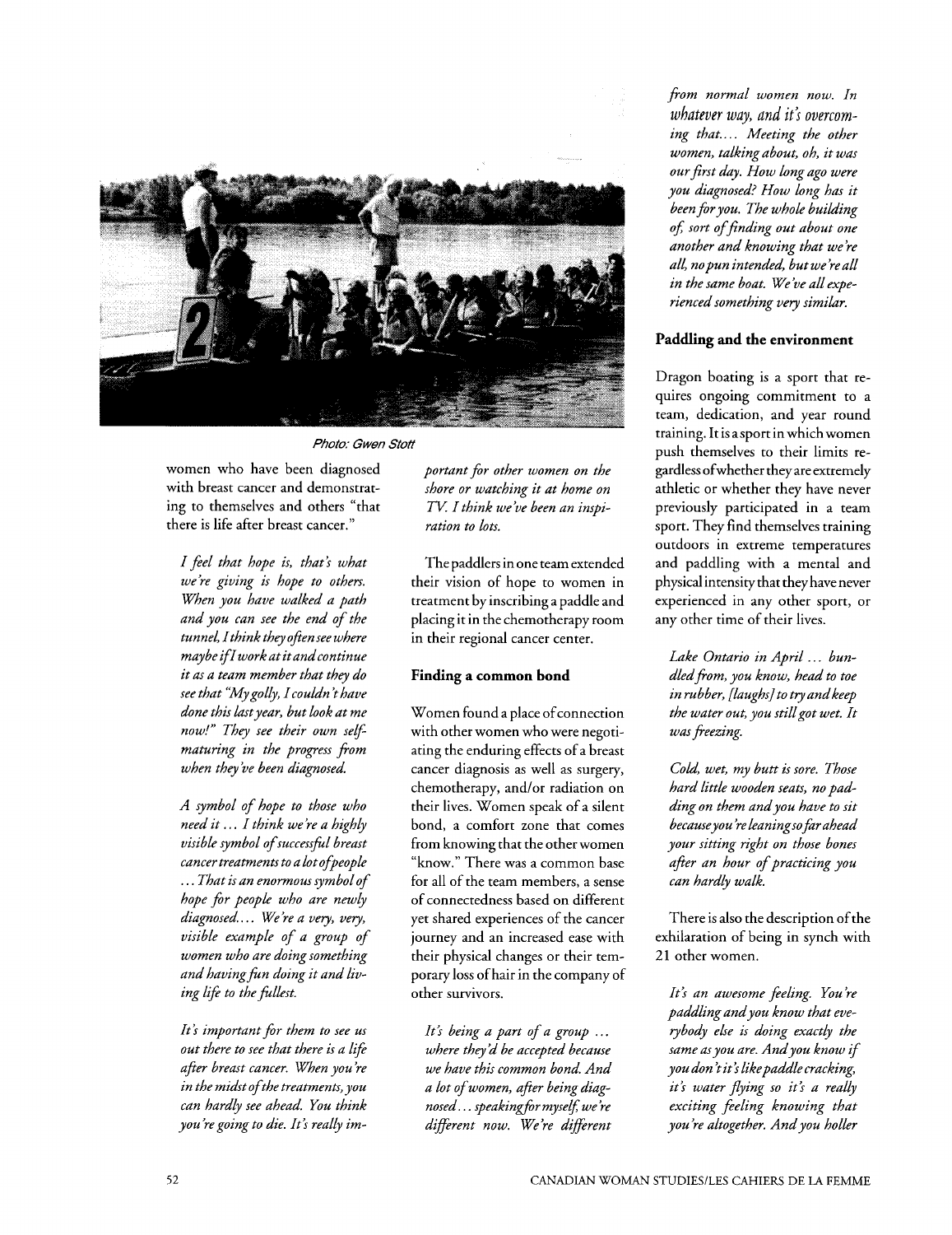Photo: Gwen Stott

women who have been diagnosed with breast cancer and demonstrating to themselves and others "that there is life after breast cancer."

> *I feel that hope is, that's what we're giving is hope to others. When you have walked a path and you can see the end of the tunnel, I think they often see where maybe if I work at it and continue it as a team member that they do see that "My golly, I couldn't have done this last year, but look at me now!" They see their own self-maturing in the progress from when they've been diagnosed.*

> *A symbol of hope to those who need it ... I think we're a highly visible symbol of successful breast cancer treatments to a lot of people ... That is an enormous symbol of hope for people who are newly diagnosed.... We're a very, very, visible example of a group of women who are doing something and having fun doing it and living life to the fullest.*

> *It's important for them to see us out there to see that there is a life after breast cancer. When you're in the midst of the treatments, you can hardly see ahead. You think you're going to die. It's really important for other women on the shore or watching it at home on TV. I think we've been an inspiration to lots.*

The paddlers in one team extended their vision of hope to women in treatment by inscribing a paddle and placing it in the chemotherapy room in their regional cancer center.

## Finding a common bond

Women found a place of connection with other women who were negotiating the enduring effects of a breast cancer diagnosis as well as surgery, chemotherapy, and/or radiation on their lives. Women speak of a silent bond, a comfort zone that comes from knowing that the other women "know." There was a common base for all of the team members, a sense of connectedness based on different yet shared experiences of the cancer journey and an increased ease with their physical changes or their temporary loss of hair in the company of other survivors.

> *It's being a part of a group ... where they'd be accepted because we have this common bond. And a lot of women, after being diagnosed ... speaking for myself, we're different now. We're different from normal women now. In whatever way, and it's overcoming that.... Meeting the other women, talking about, oh, it was our first day. How long ago were you diagnosed? How long has it been for you. The whole building of, sort of finding out about one another and knowing that we're all, no pun intended, but we're all in the same boat. We've all experienced something very similar.*

## Paddling and the environment

Dragon boating is a sport that requires ongoing commitment to a team, dedication, and year round training. It is a sport in which women push themselves to their limits regardless of whether they are extremely athletic or whether they have never previously participated in a team sport. They find themselves training outdoors in extreme temperatures and paddling with a mental and physical intensity that they have never experienced in any other sport, or any other time of their lives.

> *Lake Ontario in April ... bundled from, you know, head to toe in rubber, [laughs] to try and keep the water out, you still got wet. It was freezing.*

> *Cold, wet, my butt is sore. Those hard little wooden seats, no padding on them and you have to sit because you're leaning so far ahead your sitting right on those bones after an hour of practicing you can hardly walk.*

There is also the description of the exhilaration of being in synch with 21 other women.

> *It's an awesome feeling. You're paddling and you know that everybody else is doing exactly the same as you are. And you know if you don't it's like paddle cracking, it's water flying so it's a really exciting feeling knowing that you're altogether. And you holler*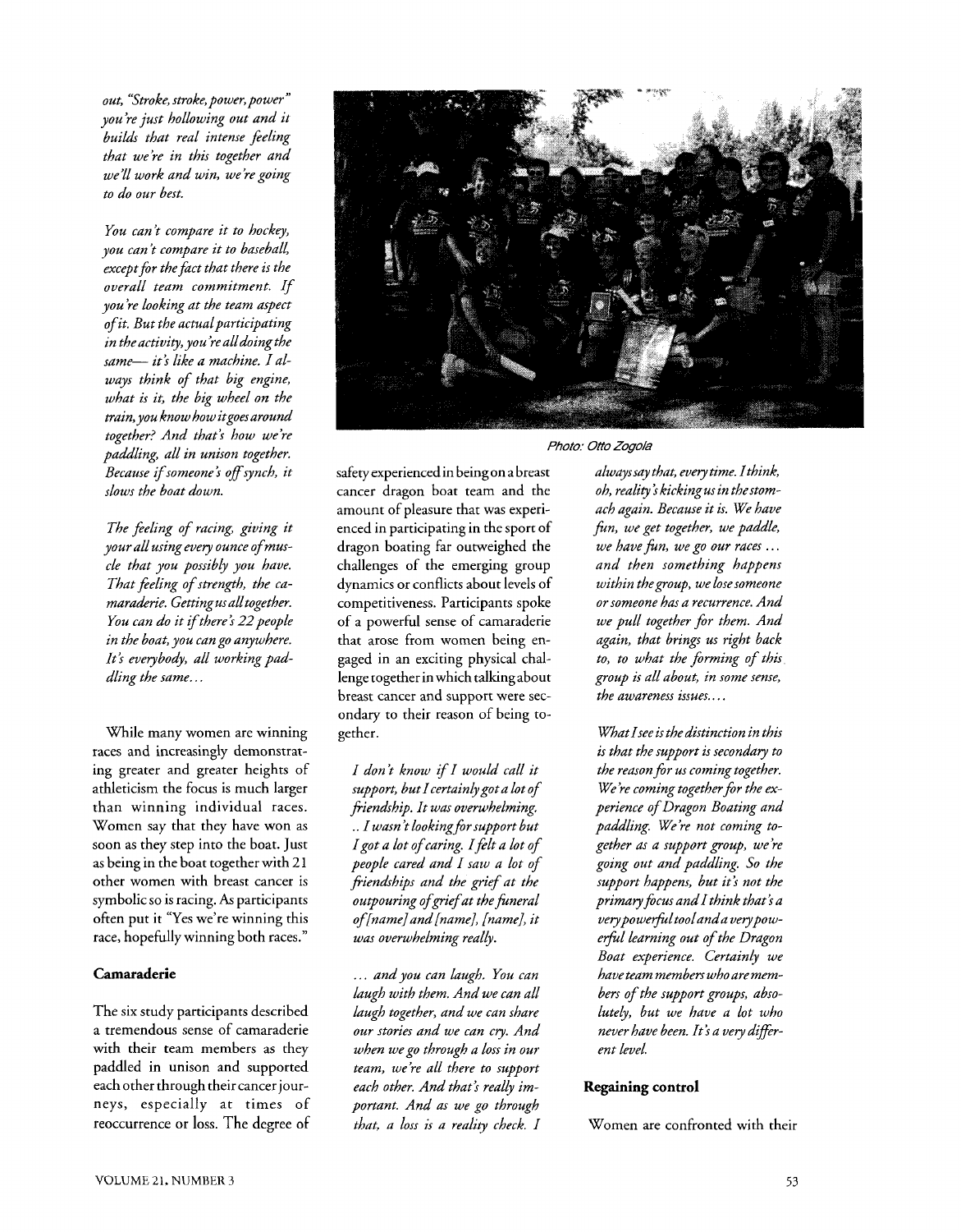*out, "Stroke, stroke, power, power" you're just hollowing out and it builds that real intense feeling that we're in this together and we'll work and win, we're going to do our best.*

*You can't compare it to hockey, you can't compare it to baseball, except for the fact that there is the overall team commitment. If you're looking at the team aspect of it. But the actual participating in the activity, you're all doing the same— it's like a machine. I always think of that big engine, what is it, the big wheel on the train, you know how it goes around together? And that's how we're paddling, all in unison together. Because if someone's off synch, it slows the boat down.*

*The feeling of racing, giving it your all using every ounce of muscle that you possibly you have. That feeling of strength, the camaraderie. Getting us all together. You can do it if there's 22 people in the boat, you can go anywhere. It's everybody, all working paddling the same...*

While many women are winning races and increasingly demonstrating greater and greater heights of athleticism the focus is much larger than winning individual races. Women say that they have won as soon as they step into the boat. Just as being in the boat together with 21 other women with breast cancer is symbolic so is racing. As participants often put it "Yes we're winning this race, hopefully winning both races."

### Camaraderie

The six study participants described a tremendous sense of camaraderie with their team members as they paddled in unison and supported each other through their cancer journeys, especially at times of reoccurrence or loss. The degree of safety experienced in being on a breast cancer dragon boat team and the amount of pleasure that was experienced in participating in the sport of dragon boating far outweighed the challenges of the emerging group dynamics or conflicts about levels of competitiveness. Participants spoke of a powerful sense of camaraderie that arose from women being engaged in an exciting physical challenge together in which talking about breast cancer and support were secondary to their reason of being together.

Photo: Otto Zogola

*I don't know if I would call it support, but I certainly got a lot of friendship. It was overwhelming. .. I wasn't looking for support but I got a lot of caring. I felt a lot of people cared and I saw a lot of friendships and the grief at the outpouring of grief at the funeral of [name] and [name], [name], it was overwhelming really.*

*... and you can laugh. You can laugh with them. And we can all laugh together, and we can share our stories and we can cry. And when we go through a loss in our team, we're all there to support each other. And that's really important. And as we go through that, a loss is a reality check. I always say that, every time. I think, oh, reality's kicking us in the stomach again. Because it is. We have fun, we get together, we paddle, we have fun, we go our races ... and then something happens within the group, we lose someone or someone has a recurrence. And we pull together for them. And again, that brings us right back to, to what the forming of this group is all about, in some sense, the awareness issues....*

*What I see is the distinction in this is that the support is secondary to the reason for us coming together. We're coming together for the experience of Dragon Boating and paddling. We're not coming together as a support group, we're going out and paddling. So the support happens, but it's not the primary focus and I think that's a very powerful tool and a very powerful learning out of the Dragon Boat experience. Certainly we have team members who are members of the support groups, absolutely, but we have a lot who never have been. It's a very different level.*

### Regaining control

Women are confronted with their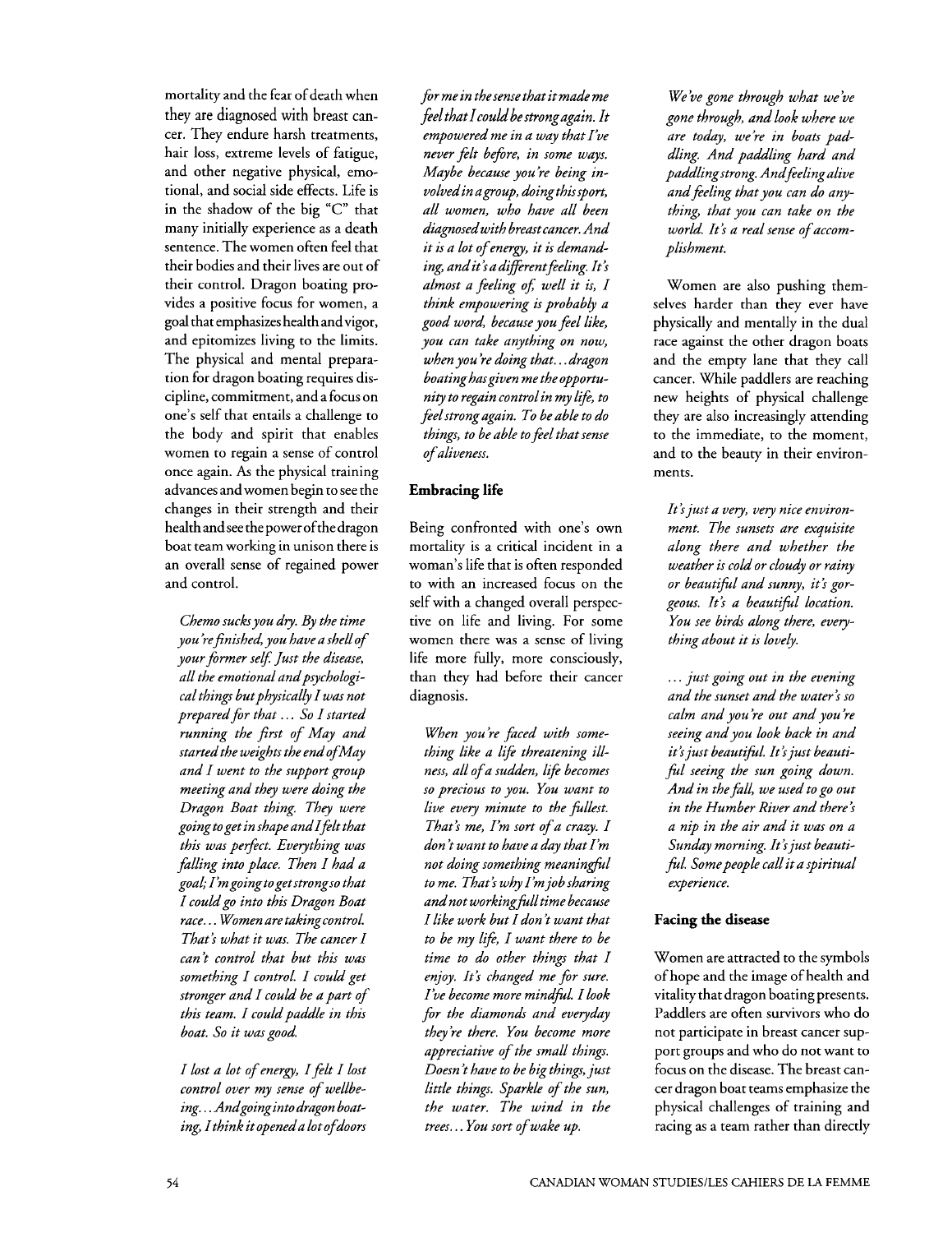mortality and the fear of death when they are diagnosed with breast cancer. They endure harsh treatments, hair loss, extreme levels of fatigue, and other negative physical, emotional, and social side effects. Life is in the shadow of the big "C" that many initially experience as a death sentence. The women often feel that their bodies and their lives are out of their control. Dragon boating provides a positive focus for women, a goal that emphasizes health and vigor, and epitomizes living to the limits. The physical and mental preparation for dragon boating requires discipline, commitment, and a focus on one's self that entails a challenge to the body and spirit that enables women to regain a sense of control once again. As the physical training advances and women begin to see the changes in their strength and their health and see the power of the dragon boat team working in unison there is an overall sense of regained power and control.

> *Chemo sucks you dry. By the time you're finished, you have a shell of your former self. Just the disease, all the emotional and psychological things but physically I was not prepared for that ... So I started running the first of May and started the weights the end of May and I went to the support group meeting and they were doing the Dragon Boat thing. They were going to get in shape and I felt that this was perfect. Everything was falling into place. Then I had a goal; I'm going to get strong so that I could go into this Dragon Boat race... Women are taking control. That's what it was. The cancer I can't control that but this was something I control. I could get stronger and I could be a part of this team. I could paddle in this boat. So it was good.*

> *I lost a lot of energy, I felt I lost control over my sense of wellbeing... And going into dragon boating, I think it opened a lot of doors for me in the sense that it made me feel that I could be strong again. It empowered me in a way that I've never felt before, in some ways. Maybe because you're being involved in a group, doing this sport, all women, who have all been diagnosed with breast cancer. And it is a lot of energy, it is demanding, and it's a different feeling. It's almost a feeling of, well it is, I think empowering is probably a good word, because you feel like, you can take anything on now, when you're doing that... dragon boating has given me the opportunity to regain control in my life, to feel strong again. To be able to do things, to be able to feel that sense of aliveness.*

### Embracing life

Being confronted with one's own mortality is a critical incident in a woman's life that is often responded to with an increased focus on the self with a changed overall perspective on life and living. For some women there was a sense of living life more fully, more consciously, than they had before their cancer diagnosis.

> *When you're faced with something like a life threatening illness, all of a sudden, life becomes so precious to you. You want to live every minute to the fullest. That's me, I'm sort of a crazy. I don't want to have a day that I'm not doing something meaningful to me. That's why I'm job sharing and not working full time because I like work but I don't want that to be my life, I want there to be time to do other things that I enjoy. It's changed me for sure. I've become more mindful. I look for the diamonds and everyday they're there. You become more appreciative of the small things. Doesn't have to be big things, just little things. Sparkle of the sun, the water. The wind in the trees... You sort of wake up.*

> *We've gone through what we've gone through, and look where we are today, we're in boats paddling. And paddling hard and paddling strong. And feeling alive and feeling that you can do anything, that you can take on the world. It's a real sense of accomplishment.*

Women are also pushing themselves harder than they ever have physically and mentally in the dual race against the other dragon boats and the empty lane that they call cancer. While paddlers are reaching new heights of physical challenge they are also increasingly attending to the immediate, to the moment, and to the beauty in their environments.

> *It's just a very, very nice environment. The sunsets are exquisite along there and whether the weather is cold or cloudy or rainy or beautiful and sunny, it's gorgeous. It's a beautiful location. You see birds along there, everything about it is lovely.*

> *... just going out in the evening and the sunset and the water's so calm and you're out and you're seeing and you look back in and it's just beautiful. It's just beautiful seeing the sun going down. And in the fall, we used to go out in the Humber River and there's a nip in the air and it was on a Sunday morning. It's just beautiful. Some people call it a spiritual experience.*

### Facing the disease

Women are attracted to the symbols of hope and the image of health and vitality that dragon boating presents. Paddlers are often survivors who do not participate in breast cancer support groups and who do not want to focus on the disease. The breast cancer dragon boat teams emphasize the physical challenges of training and racing as a team rather than directly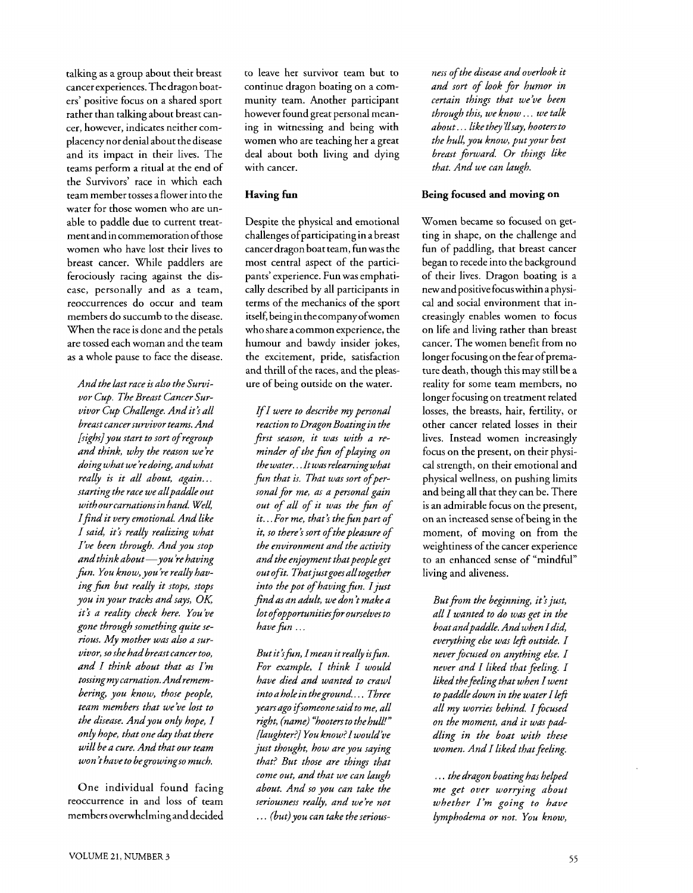talking as a group about their breast cancer experiences. The dragon boaters' positive focus on a shared sport rather than talking about breast cancer, however, indicates neither complacency nor denial about the disease and its impact in their lives. The teams perform a ritual at the end of the Survivors' race in which each team member tosses a flower into the water for those women who are unable to paddle due to current treatment and in commemoration of those women who have lost their lives to breast cancer. While paddlers are ferociously racing against the disease, personally and as a team, reoccurrences do occur and team members do succumb to the disease. When the race is done and the petals are tossed each woman and the team as a whole pause to face the disease.

> *And the last race is also the Survivor Cup. The Breast Cancer Survivor Cup Challenge. And it's all breast cancer survivor teams. And [sighs] you start to sort of regroup and think, why the reason we're doing what we're doing, and what really is it all about, again... starting the race we all paddle out with our carnations in hand. Well, I find it very emotional. And like I said, it's really realizing what I've been through. And you stop and think about—you're having fun. You know, you're really having fun but really it stops, stops you in your tracks and says, OK, it's a reality check here. You've gone through something quite serious. My mother was also a survivor, so she had breast cancer too, and I think about that as I'm tossing my carnation. And remembering, you know, those people, team members that we've lost to the disease. And you only hope, I only hope, that one day that there will be a cure. And that our team won't have to be growing so much.*

One individual found facing reoccurrence in and loss of team members overwhelming and decided to leave her survivor team but to continue dragon boating on a community team. Another participant however found great personal meaning in witnessing and being with women who are teaching her a great deal about both living and dying with cancer.

### Having fun

Despite the physical and emotional challenges of participating in a breast cancer dragon boat team, fun was the most central aspect of the participants' experience. Fun was emphatically described by all participants in terms of the mechanics of the sport itself, being in the company of women who share a common experience, the humour and bawdy insider jokes, the excitement, pride, satisfaction and thrill of the races, and the pleasure of being outside on the water.

> *If I were to describe my personal reaction to Dragon Boating in the first season, it was with a reminder of the fun of playing on the water... It was relearning what fun that is. That was sort of personal for me, as a personal gain out of all of it was the fun of it... For me, that's the fun part of it, so there's sort of the pleasure of the environment and the activity and the enjoyment that people get out of it. That just goes all together into the pot of having fun. I just find as an adult, we don't make a lot of opportunities for ourselves to have fun ...*

> *But it's fun, I mean it really is fun. For example, I think I would have died and wanted to crawl into a hole in the ground.... Three years ago if someone said to me, all right, (name) "hooters to the hull!" [laughter?] You know? I would've just thought, how are you saying that? But those are things that come out, and that we can laugh about. And so you can take the seriousness really, and we're not ... (but) you can take the seriousness of the disease and overlook it and sort of look for humor in certain things that we've been through this, we know ... we talk about... like they'll say, hooters to the hull, you know, put your best breast forward. Or things like that. And we can laugh.*

### Being focused and moving on

Women became so focused on getting in shape, on the challenge and fun of paddling, that breast cancer began to recede into the background of their lives. Dragon boating is a new and positive focus within a physical and social environment that increasingly enables women to focus on life and living rather than breast cancer. The women benefit from no longer focusing on the fear of premature death, though this may still be a reality for some team members, no longer focusing on treatment related losses, the breasts, hair, fertility, or other cancer related losses in their lives. Instead women increasingly focus on the present, on their physical strength, on their emotional and physical wellness, on pushing limits and being all that they can be. There is an admirable focus on the present, on an increased sense of being in the moment, of moving on from the weightiness of the cancer experience to an enhanced sense of "mindful" living and aliveness.

> *But from the beginning, it's just, all I wanted to do was get in the boat and paddle. And when I did, everything else was left outside. I never focused on anything else. I never and I liked that feeling. I liked the feeling that when I went to paddle down in the water I left all my worries behind. I focused on the moment, and it was paddling in the boat with these women. And I liked that feeling.*

> *... the dragon boating has helped me get over worrying about whether I'm going to have lymphodema or not. You know,*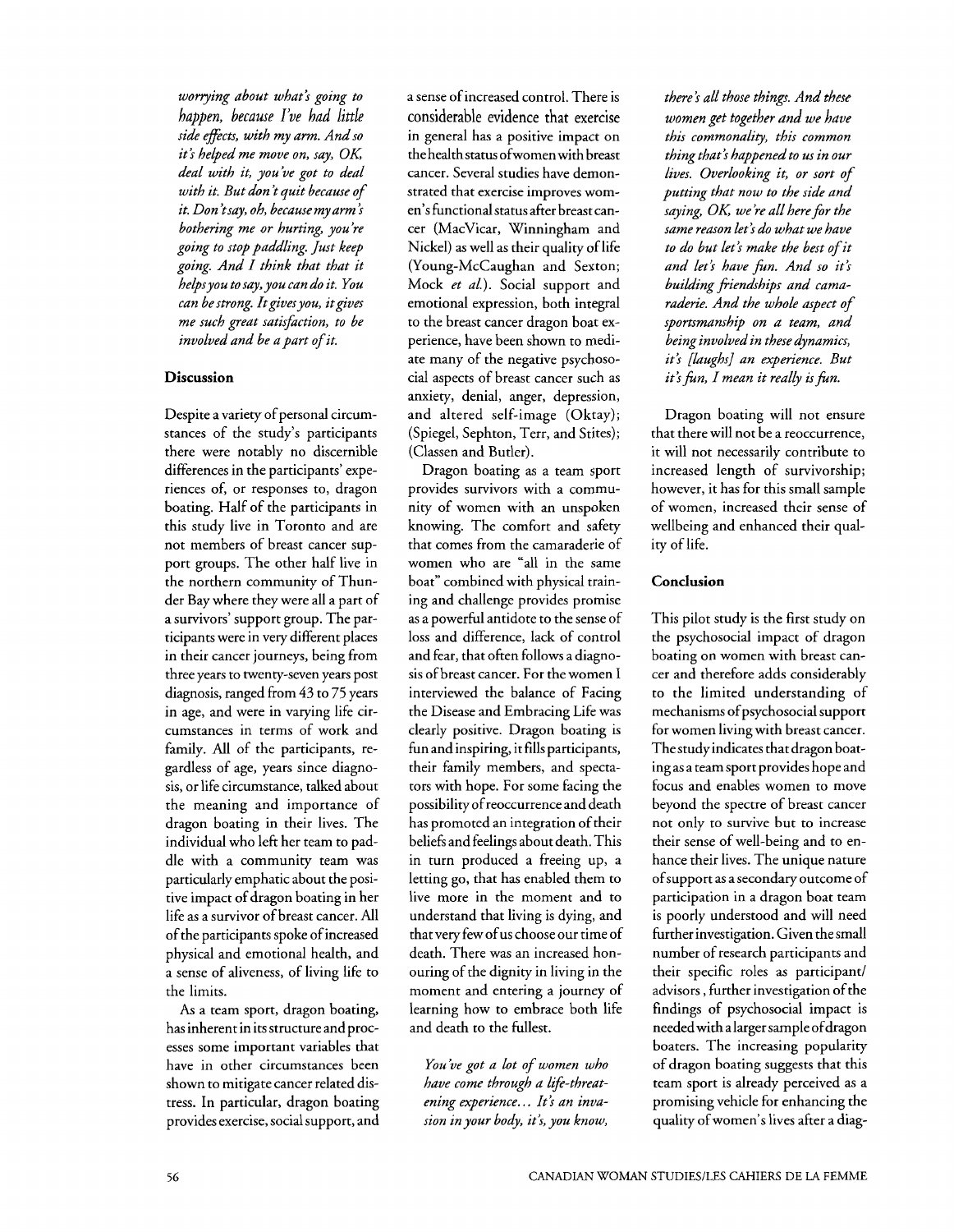*worrying about what's going to happen, because I've had little side effects, with my arm. And so it's helped me move on, say, OK, deal with it, you've got to deal with it. But don't quit because of it. Don't say, oh, because my arm's bothering me or hurting, you're going to stop paddling. Just keep going. And I think that that it helps you to say, you can do it. You can be strong. It gives you, it gives me such great satisfaction, to be involved and be a part of it.*

## Discussion

Despite a variety of personal circumstances of the study's participants there were notably no discernible differences in the participants' experiences of, or responses to, dragon boating. Half of the participants in this study live in Toronto and are not members of breast cancer support groups. The other half live in the northern community of Thunder Bay where they were all a part of a survivors' support group. The participants were in very different places in their cancer journeys, being from three years to twenty-seven years post diagnosis, ranged from 43 to 75 years in age, and were in varying life circumstances in terms of work and family. All of the participants, regardless of age, years since diagnosis, or life circumstance, talked about the meaning and importance of dragon boating in their lives. The individual who left her team to paddle with a community team was particularly emphatic about the positive impact of dragon boating in her life as a survivor of breast cancer. All of the participants spoke of increased physical and emotional health, and a sense of aliveness, of living life to the limits.

As a team sport, dragon boating, has inherent in its structure and processes some important variables that have in other circumstances been shown to mitigate cancer related distress. In particular, dragon boating provides exercise, social support, and a sense of increased control. There is considerable evidence that exercise in general has a positive impact on the health status of women with breast cancer. Several studies have demonstrated that exercise improves women's functional status after breast cancer (MacVicar, Winningham and Nickel) as well as their quality of life (Young-McCaughan and Sexton; Mock *et al.*). Social support and emotional expression, both integral to the breast cancer dragon boat experience, have been shown to mediate many of the negative psychosocial aspects of breast cancer such as anxiety, denial, anger, depression, and altered self-image (Oktay); (Spiegel, Sephton, Terr, and Stites); (Classen and Butler).

Dragon boating as a team sport provides survivors with a community of women with an unspoken knowing. The comfort and safety that comes from the camaraderie of women who are "all in the same boat" combined with physical training and challenge provides promise as a powerful antidote to the sense of loss and difference, lack of control and fear, that often follows a diagnosis of breast cancer. For the women I interviewed the balance of Facing the Disease and Embracing Life was clearly positive. Dragon boating is fun and inspiring, it fills participants, their family members, and spectators with hope. For some facing the possibility of reoccurrence and death has promoted an integration of their beliefs and feelings about death. This in turn produced a freeing up, a letting go, that has enabled them to live more in the moment and to understand that living is dying, and that very few of us choose our time of death. There was an increased honouring of the dignity in living in the moment and entering a journey of learning how to embrace both life and death to the fullest.

*You've got a lot of women who have come through a life-threatening experience... It's an invasion in your body, it's, you know, there's all those things. And these women get together and we have this commonality, this common thing that's happened to us in our lives. Overlooking it, or sort of putting that now to the side and saying, OK, we're all here for the same reason let's do what we have to do but let's make the best of it and let's have fun. And so it's building friendships and camaraderie. And the whole aspect of sportsmanship on a team, and being involved in these dynamics, it's [laughs] an experience. But it's fun, I mean it really is fun.*

Dragon boating will not ensure that there will not be a reoccurrence, it will not necessarily contribute to increased length of survivorship; however, it has for this small sample of women, increased their sense of wellbeing and enhanced their quality of life.

## Conclusion

This pilot study is the first study on the psychosocial impact of dragon boating on women with breast cancer and therefore adds considerably to the limited understanding of mechanisms of psychosocial support for women living with breast cancer. The study indicates that dragon boating as a team sport provides hope and focus and enables women to move beyond the spectre of breast cancer not only to survive but to increase their sense of well-being and to enhance their lives. The unique nature of support as a secondary outcome of participation in a dragon boat team is poorly understood and will need further investigation. Given the small number of research participants and their specific roles as participant/advisors, further investigation of the findings of psychosocial impact is needed with a larger sample of dragon boaters. The increasing popularity of dragon boating suggests that this team sport is already perceived as a promising vehicle for enhancing the quality of women's lives after a diag-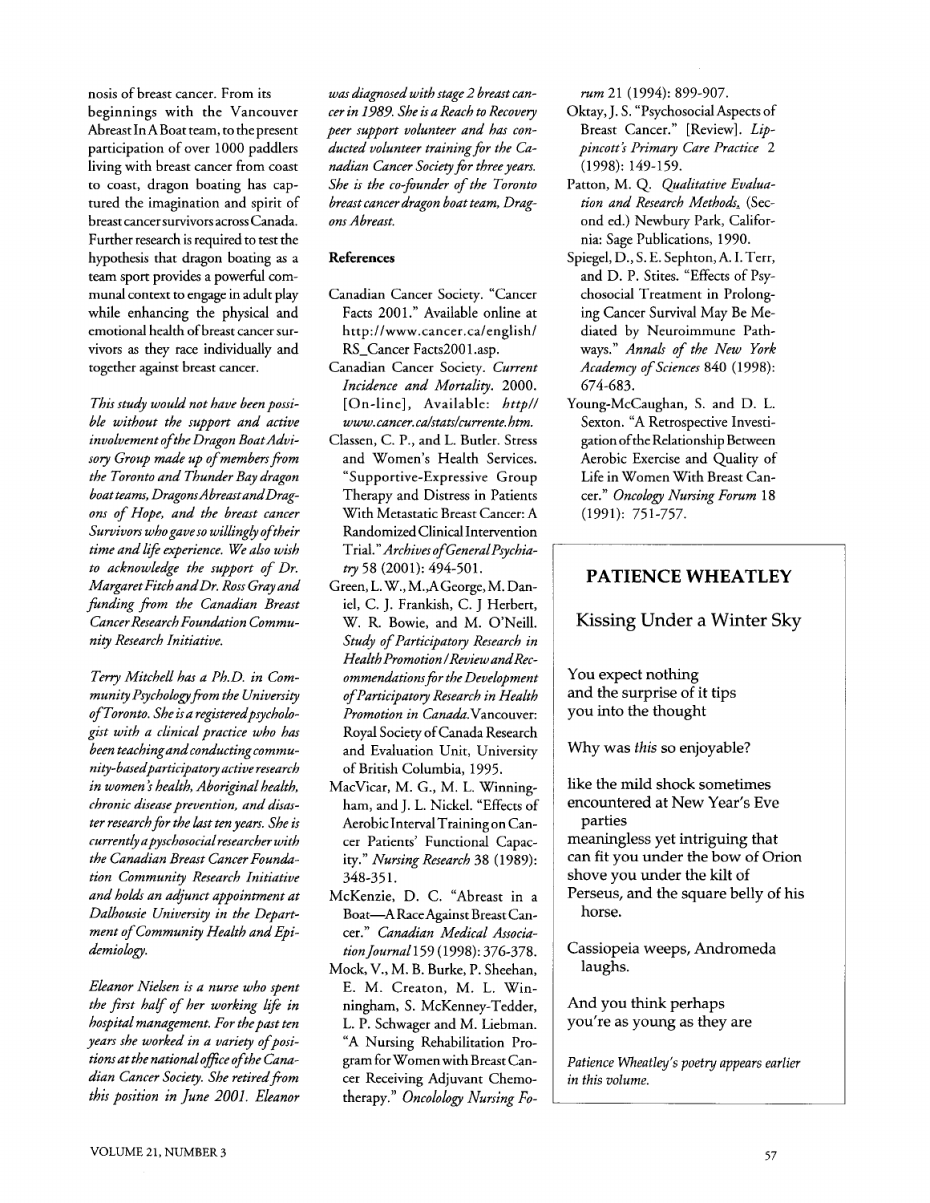nosis of breast cancer. From its beginnings with the Vancouver Abreast In A Boat team, to the present participation of over 1000 paddlers living with breast cancer from coast to coast, dragon boating has captured the imagination and spirit of breast cancer survivors across Canada. Further research is required to test the hypothesis that dragon boating as a team sport provides a powerful communal context to engage in adult play while enhancing the physical and emotional health of breast cancer survivors as they race individually and together against breast cancer.

*This study would not have been possible without the support and active involvement of the Dragon Boat Advisory Group made up of members from the Toronto and Thunder Bay dragon boat teams, Dragons Abreast and Dragons of Hope, and the breast cancer Survivors who gave so willingly of their time and life experience. We also wish to acknowledge the support of Dr. Margaret Fitch and Dr. Ross Gray and funding from the Canadian Breast Cancer Research Foundation Community Research Initiative.*

*Terry Mitchell has a Ph.D. in Community Psychology from the University of Toronto. She is a registered psychologist with a clinical practice who has been teaching and conducting community-based participatory active research in women's health, Aboriginal health, chronic disease prevention, and disaster research for the last ten years. She is currently a pyschosocial researcher with the Canadian Breast Cancer Foundation Community Research Initiative and holds an adjunct appointment at Dalhousie University in the Department of Community Health and Epidemiology.*

*Eleanor Nielsen is a nurse who spent the first half of her working life in hospital management. For the past ten years she worked in a variety of positions at the national office of the Canadian Cancer Society. She retired from this position in June 2001. Eleanor was diagnosed with stage 2 breast cancer in 1989. She is a Reach to Recovery peer support volunteer and has conducted volunteer training for the Canadian Cancer Society for three years. She is the co-founder of the Toronto breast cancer dragon boat team, Dragons Abreast.*

## References

Canadian Cancer Society. "Cancer Facts 2001." Available online at http://www.cancer.ca/english/RS_Cancer Facts2001.asp.

Canadian Cancer Society. *Current Incidence and Mortality*. 2000. [On-line], Available: *http// www.cancer.ca/stats/currente.htm.*

Classen, C. P., and L. Butler. Stress and Women's Health Services. "Supportive-Expressive Group Therapy and Distress in Patients With Metastatic Breast Cancer: A Randomized Clinical Intervention Trial." *Archives of General Psychiatry* 58 (2001): 494-501.

Green, L. W., M.,A George, M. Daniel, C. J. Frankish, C. J Herbert, W. R. Bowie, and M. O'Neill. *Study of Participatory Research in Health Promotion / Review and Recommendations for the Development of Participatory Research in Health Promotion in Canada.* Vancouver: Royal Society of Canada Research and Evaluation Unit, University of British Columbia, 1995.

MacVicar, M. G., M. L. Winningham, and J. L. Nickel. "Effects of Aerobic Interval Training on Cancer Patients' Functional Capacity." *Nursing Research* 38 (1989): 348-351.

McKenzie, D. C. "Abreast in a Boat—A Race Against Breast Cancer." *Canadian Medical Association Journal* 159 (1998): 376-378.

Mock, V., M. B. Burke, P. Sheehan, E. M. Creaton, M. L. Winningham, S. McKenney-Tedder, L. P. Schwager and M. Liebman. "A Nursing Rehabilitation Program for Women with Breast Cancer Receiving Adjuvant Chemotherapy." *Oncolology Nursing Forum* 21 (1994): 899-907.

Oktay, J. S. "Psychosocial Aspects of Breast Cancer." [Review]. *Lippincott's Primary Care Practice* 2 (1998): 149-159.

Patton, M. Q. *Qualitative Evaluation and Research Methods.* (Second ed.) Newbury Park, California: Sage Publications, 1990.

Spiegel, D., S. E. Sephton, A. I. Terr, and D. P. Stites. "Effects of Psychosocial Treatment in Prolonging Cancer Survival May Be Mediated by Neuroimmune Pathways." *Annals of the New York Academcy of Sciences* 840 (1998): 674-683.

Young-McCaughan, S. and D. L. Sexton. "A Retrospective Investigation of the Relationship Between Aerobic Exercise and Quality of Life in Women With Breast Cancer." *Oncology Nursing Forum* 18 (1991): 751-757.

## PATIENCE WHEATLEY

### Kissing Under a Winter Sky

You expect nothing
and the surprise of it tips
you into the thought

Why was *this* so enjoyable?

like the mild shock sometimes
encountered at New Year's Eve
parties
meaningless yet intriguing that
can fit you under the bow of Orion
shove you under the kilt of
Perseus, and the square belly of his
horse.

Cassiopeia weeps, Andromeda
laughs.

And you think perhaps
you're as young as they are

*Patience Wheatley's poetry appears earlier in this volume.*